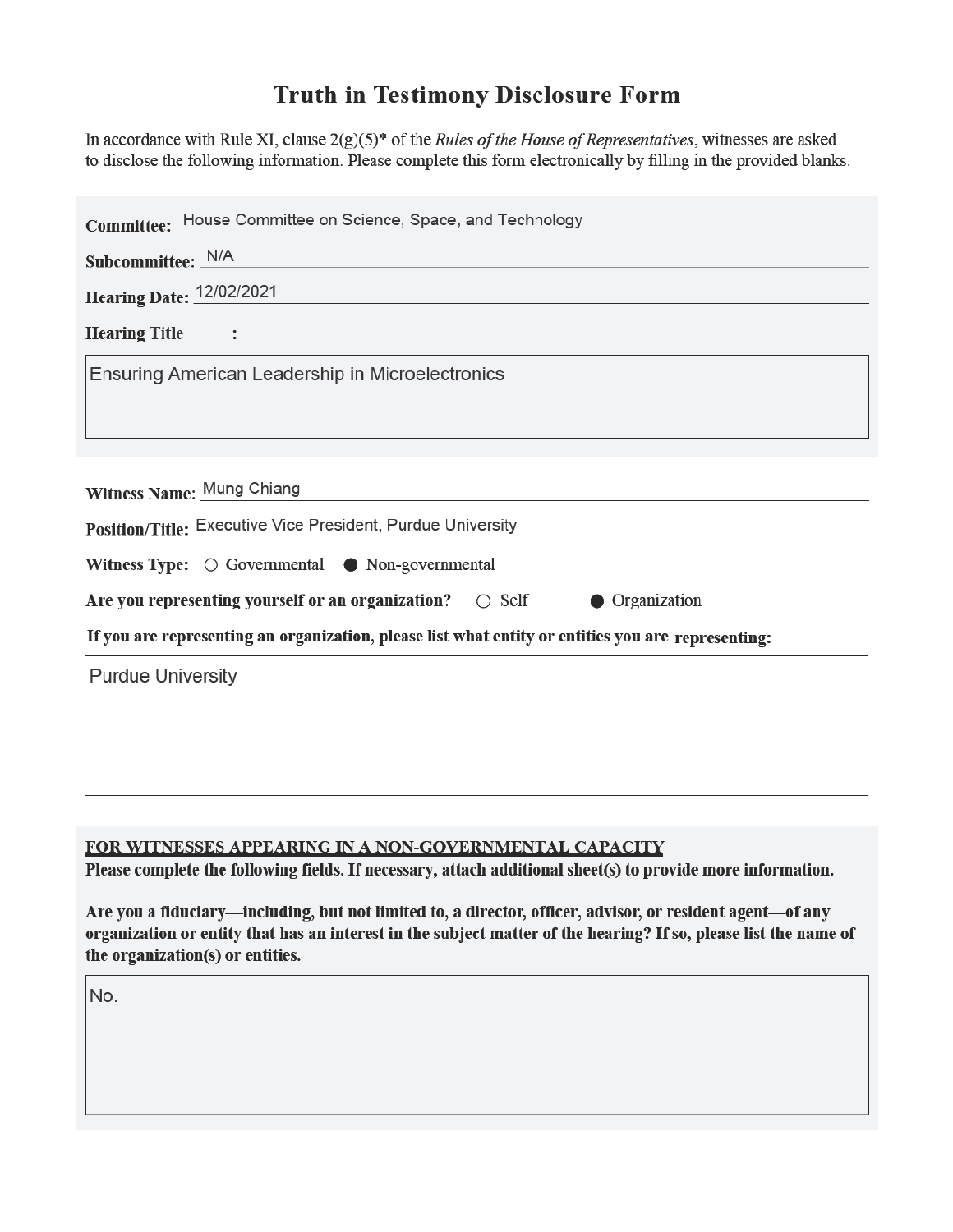# Truth in Testimony Disclosure Form

In accordance with Rule XI, clause 2(g)(5)* of the *Rules of the House of Representatives*, witnesses are asked to disclose the following information. Please complete this form electronically by filling in the provided blanks.

**Committee:** House Committee on Science, Space, and Technology

**Subcommittee:** N/A

**Hearing Date:** 12/02/2021

**Hearing Title:**

Ensuring American Leadership in Microelectronics

**Witness Name:** Mung Chiang

**Position/Title:** Executive Vice President, Purdue University

**Witness Type:** ○ Governmental ● Non-governmental

**Are you representing yourself or an organization?** ○ Self ● Organization

**If you are representing an organization, please list what entity or entities you are representing:**

Purdue University

**FOR WITNESSES APPEARING IN A NON-GOVERNMENTAL CAPACITY**

**Please complete the following fields. If necessary, attach additional sheet(s) to provide more information.**

**Are you a fiduciary—including, but not limited to, a director, officer, advisor, or resident agent—of any organization or entity that has an interest in the subject matter of the hearing? If so, please list the name of the organization(s) or entities.**

No.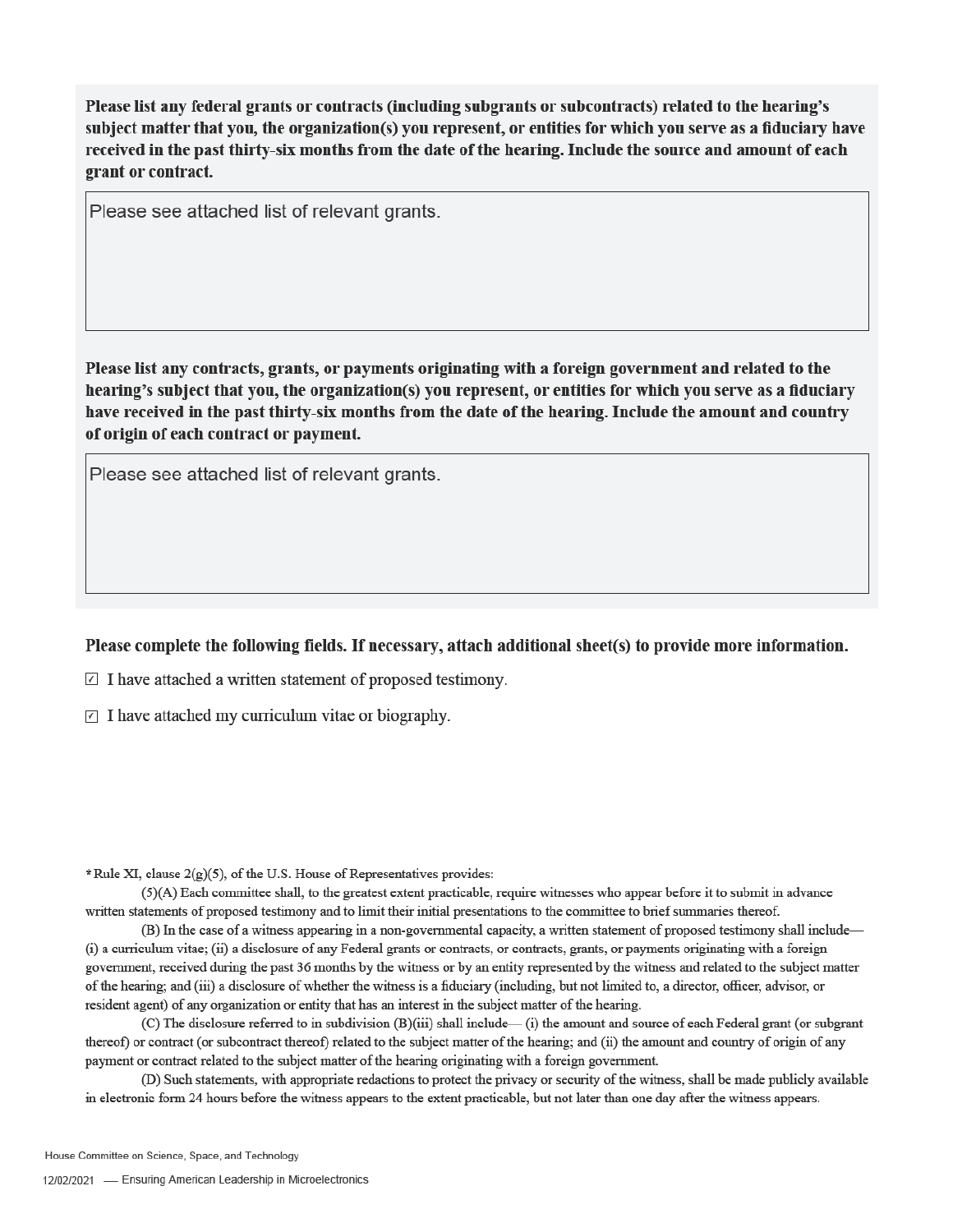**Please list any federal grants or contracts (including subgrants or subcontracts) related to the hearing's subject matter that you, the organization(s) you represent, or entities for which you serve as a fiduciary have received in the past thirty-six months from the date of the hearing. Include the source and amount of each grant or contract.**

Please see attached list of relevant grants.

**Please list any contracts, grants, or payments originating with a foreign government and related to the hearing's subject that you, the organization(s) you represent, or entities for which you serve as a fiduciary have received in the past thirty-six months from the date of the hearing. Include the amount and country of origin of each contract or payment.**

Please see attached list of relevant grants.

**Please complete the following fields. If necessary, attach additional sheet(s) to provide more information.**

☑ I have attached a written statement of proposed testimony.

☑ I have attached my curriculum vitae or biography.

* Rule XI, clause 2(g)(5), of the U.S. House of Representatives provides:

(5)(A) Each committee shall, to the greatest extent practicable, require witnesses who appear before it to submit in advance written statements of proposed testimony and to limit their initial presentations to the committee to brief summaries thereof.

(B) In the case of a witness appearing in a non-governmental capacity, a written statement of proposed testimony shall include— (i) a curriculum vitae; (ii) a disclosure of any Federal grants or contracts, or contracts, grants, or payments originating with a foreign government, received during the past 36 months by the witness or by an entity represented by the witness and related to the subject matter of the hearing; and (iii) a disclosure of whether the witness is a fiduciary (including, but not limited to, a director, officer, advisor, or resident agent) of any organization or entity that has an interest in the subject matter of the hearing.

(C) The disclosure referred to in subdivision (B)(iii) shall include— (i) the amount and source of each Federal grant (or subgrant thereof) or contract (or subcontract thereof) related to the subject matter of the hearing; and (ii) the amount and country of origin of any payment or contract related to the subject matter of the hearing originating with a foreign government.

(D) Such statements, with appropriate redactions to protect the privacy or security of the witness, shall be made publicly available in electronic form 24 hours before the witness appears to the extent practicable, but not later than one day after the witness appears.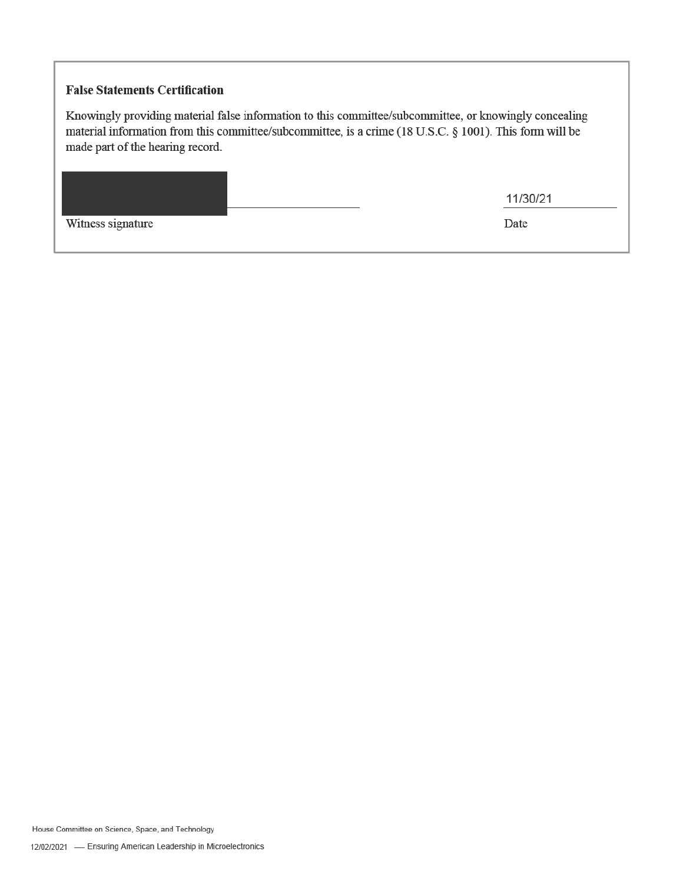**False Statements Certification**

Knowingly providing material false information to this committee/subcommittee, or knowingly concealing material information from this committee/subcommittee, is a crime (18 U.S.C. § 1001). This form will be made part of the hearing record.

\_\_\_\_\_\_\_\_\_\_\_\_\_\_\_\_\_\_\_\_\_\_\_\_\_\_\_\_\_\_\_\_ 11/30/21

Witness signature Date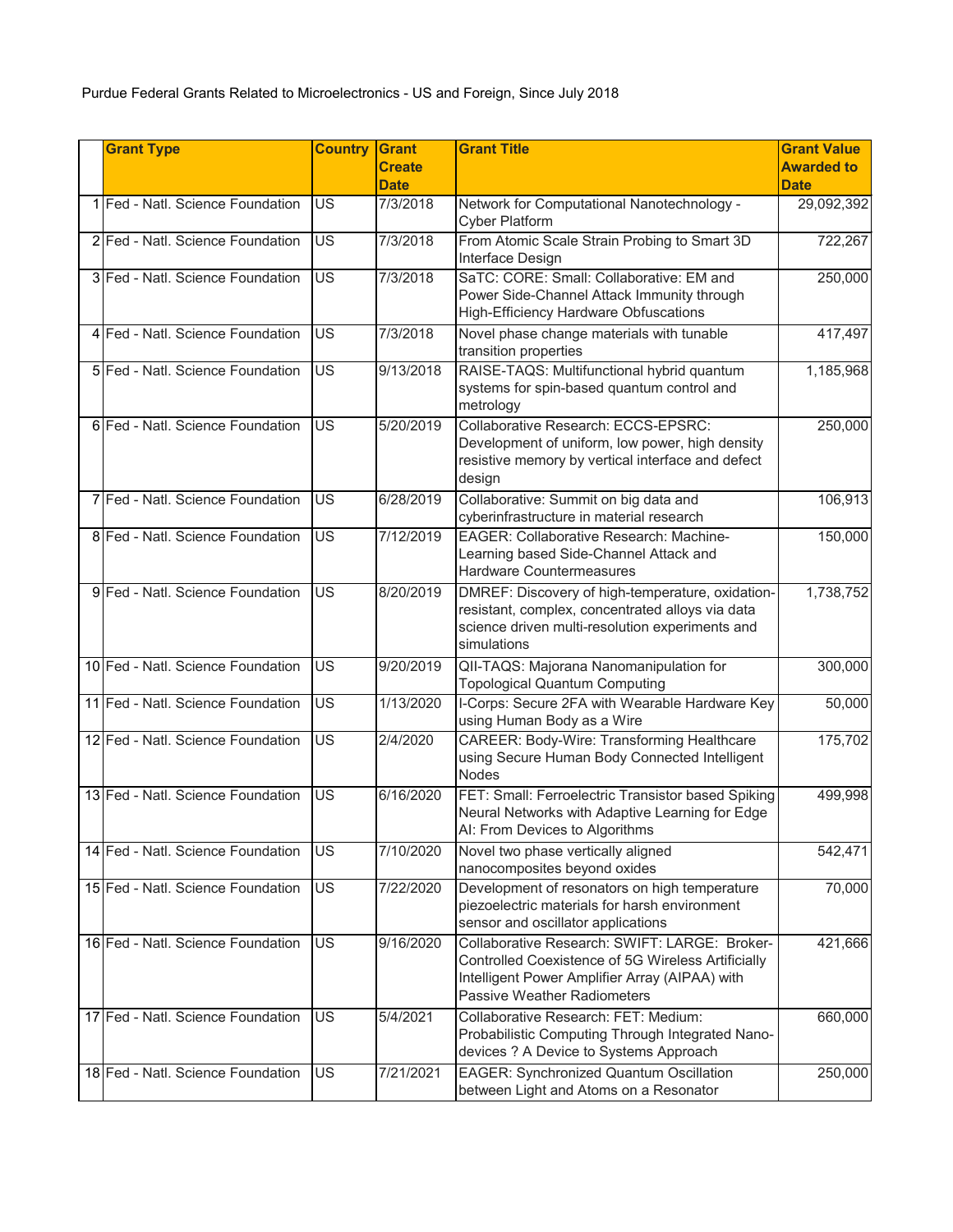Purdue Federal Grants Related to Microelectronics - US and Foreign, Since July 2018

| | Grant Type | Country | Grant Create Date | Grant Title | Grant Value Awarded to Date |
|---|---|---|---|---|---|
| 1 | Fed - Natl. Science Foundation | US | 7/3/2018 | Network for Computational Nanotechnology - Cyber Platform | 29,092,392 |
| 2 | Fed - Natl. Science Foundation | US | 7/3/2018 | From Atomic Scale Strain Probing to Smart 3D Interface Design | 722,267 |
| 3 | Fed - Natl. Science Foundation | US | 7/3/2018 | SaTC: CORE: Small: Collaborative: EM and Power Side-Channel Attack Immunity through High-Efficiency Hardware Obfuscations | 250,000 |
| 4 | Fed - Natl. Science Foundation | US | 7/3/2018 | Novel phase change materials with tunable transition properties | 417,497 |
| 5 | Fed - Natl. Science Foundation | US | 9/13/2018 | RAISE-TAQS: Multifunctional hybrid quantum systems for spin-based quantum control and metrology | 1,185,968 |
| 6 | Fed - Natl. Science Foundation | US | 5/20/2019 | Collaborative Research: ECCS-EPSRC: Development of uniform, low power, high density resistive memory by vertical interface and defect design | 250,000 |
| 7 | Fed - Natl. Science Foundation | US | 6/28/2019 | Collaborative: Summit on big data and cyberinfrastructure in material research | 106,913 |
| 8 | Fed - Natl. Science Foundation | US | 7/12/2019 | EAGER: Collaborative Research: Machine-Learning based Side-Channel Attack and Hardware Countermeasures | 150,000 |
| 9 | Fed - Natl. Science Foundation | US | 8/20/2019 | DMREF: Discovery of high-temperature, oxidation-resistant, complex, concentrated alloys via data science driven multi-resolution experiments and simulations | 1,738,752 |
| 10 | Fed - Natl. Science Foundation | US | 9/20/2019 | QII-TAQS: Majorana Nanomanipulation for Topological Quantum Computing | 300,000 |
| 11 | Fed - Natl. Science Foundation | US | 1/13/2020 | I-Corps: Secure 2FA with Wearable Hardware Key using Human Body as a Wire | 50,000 |
| 12 | Fed - Natl. Science Foundation | US | 2/4/2020 | CAREER: Body-Wire: Transforming Healthcare using Secure Human Body Connected Intelligent Nodes | 175,702 |
| 13 | Fed - Natl. Science Foundation | US | 6/16/2020 | FET: Small: Ferroelectric Transistor based Spiking Neural Networks with Adaptive Learning for Edge AI: From Devices to Algorithms | 499,998 |
| 14 | Fed - Natl. Science Foundation | US | 7/10/2020 | Novel two phase vertically aligned nanocomposites beyond oxides | 542,471 |
| 15 | Fed - Natl. Science Foundation | US | 7/22/2020 | Development of resonators on high temperature piezoelectric materials for harsh environment sensor and oscillator applications | 70,000 |
| 16 | Fed - Natl. Science Foundation | US | 9/16/2020 | Collaborative Research: SWIFT: LARGE: Broker-Controlled Coexistence of 5G Wireless Artificially Intelligent Power Amplifier Array (AIPAA) with Passive Weather Radiometers | 421,666 |
| 17 | Fed - Natl. Science Foundation | US | 5/4/2021 | Collaborative Research: FET: Medium: Probabilistic Computing Through Integrated Nano-devices ? A Device to Systems Approach | 660,000 |
| 18 | Fed - Natl. Science Foundation | US | 7/21/2021 | EAGER: Synchronized Quantum Oscillation between Light and Atoms on a Resonator | 250,000 |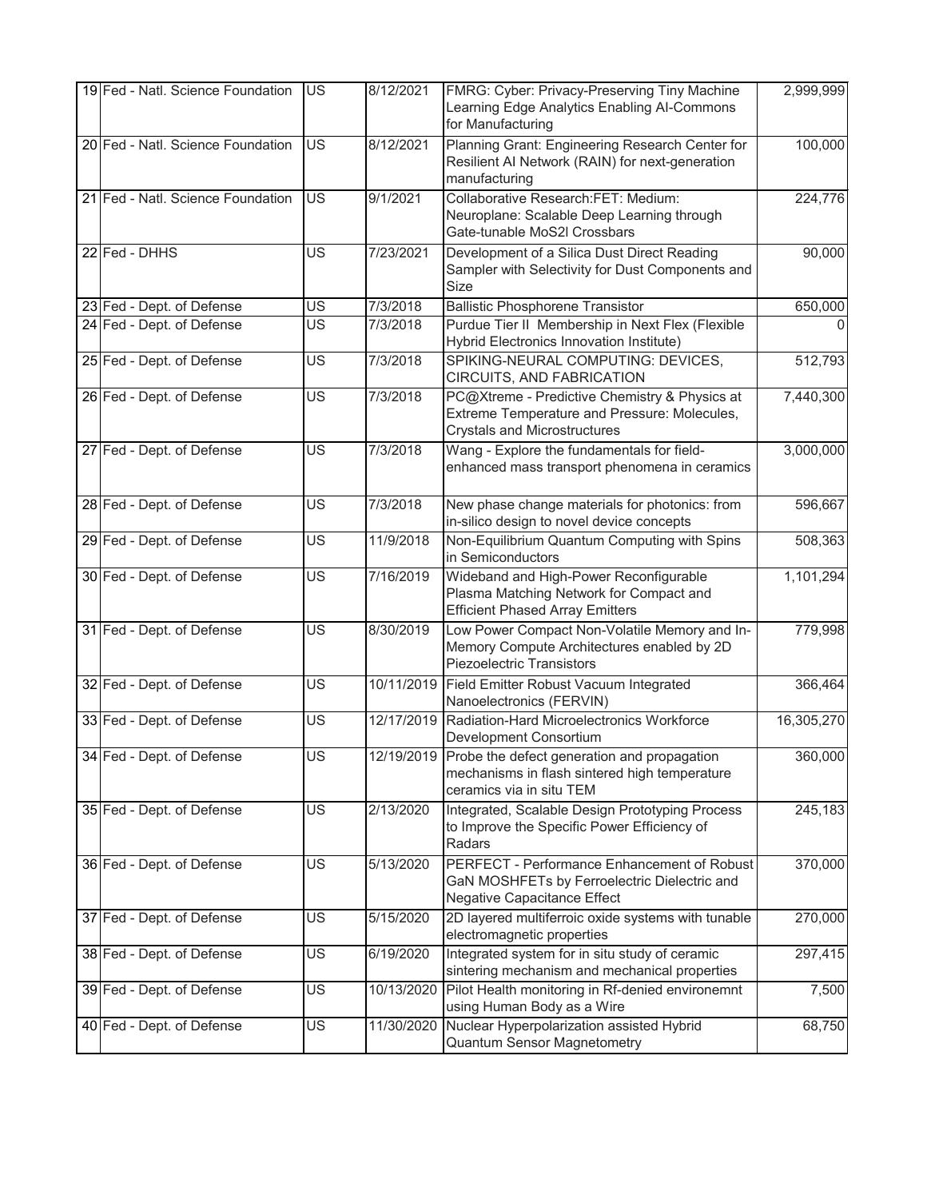| | | | | | |
|---|---|---|---|---|---|
| 19 | Fed - Natl. Science Foundation | US | 8/12/2021 | FMRG: Cyber: Privacy-Preserving Tiny Machine Learning Edge Analytics Enabling AI-Commons for Manufacturing | 2,999,999 |
| 20 | Fed - Natl. Science Foundation | US | 8/12/2021 | Planning Grant: Engineering Research Center for Resilient AI Network (RAIN) for next-generation manufacturing | 100,000 |
| 21 | Fed - Natl. Science Foundation | US | 9/1/2021 | Collaborative Research:FET: Medium: Neuroplane: Scalable Deep Learning through Gate-tunable MoS2l Crossbars | 224,776 |
| 22 | Fed - DHHS | US | 7/23/2021 | Development of a Silica Dust Direct Reading Sampler with Selectivity for Dust Components and Size | 90,000 |
| 23 | Fed - Dept. of Defense | US | 7/3/2018 | Ballistic Phosphorene Transistor | 650,000 |
| 24 | Fed - Dept. of Defense | US | 7/3/2018 | Purdue Tier II Membership in Next Flex (Flexible Hybrid Electronics Innovation Institute) | 0 |
| 25 | Fed - Dept. of Defense | US | 7/3/2018 | SPIKING-NEURAL COMPUTING: DEVICES, CIRCUITS, AND FABRICATION | 512,793 |
| 26 | Fed - Dept. of Defense | US | 7/3/2018 | PC@Xtreme - Predictive Chemistry & Physics at Extreme Temperature and Pressure: Molecules, Crystals and Microstructures | 7,440,300 |
| 27 | Fed - Dept. of Defense | US | 7/3/2018 | Wang - Explore the fundamentals for field-enhanced mass transport phenomena in ceramics | 3,000,000 |
| 28 | Fed - Dept. of Defense | US | 7/3/2018 | New phase change materials for photonics: from in-silico design to novel device concepts | 596,667 |
| 29 | Fed - Dept. of Defense | US | 11/9/2018 | Non-Equilibrium Quantum Computing with Spins in Semiconductors | 508,363 |
| 30 | Fed - Dept. of Defense | US | 7/16/2019 | Wideband and High-Power Reconfigurable Plasma Matching Network for Compact and Efficient Phased Array Emitters | 1,101,294 |
| 31 | Fed - Dept. of Defense | US | 8/30/2019 | Low Power Compact Non-Volatile Memory and In-Memory Compute Architectures enabled by 2D Piezoelectric Transistors | 779,998 |
| 32 | Fed - Dept. of Defense | US | 10/11/2019 | Field Emitter Robust Vacuum Integrated Nanoelectronics (FERVIN) | 366,464 |
| 33 | Fed - Dept. of Defense | US | 12/17/2019 | Radiation-Hard Microelectronics Workforce Development Consortium | 16,305,270 |
| 34 | Fed - Dept. of Defense | US | 12/19/2019 | Probe the defect generation and propagation mechanisms in flash sintered high temperature ceramics via in situ TEM | 360,000 |
| 35 | Fed - Dept. of Defense | US | 2/13/2020 | Integrated, Scalable Design Prototyping Process to Improve the Specific Power Efficiency of Radars | 245,183 |
| 36 | Fed - Dept. of Defense | US | 5/13/2020 | PERFECT - Performance Enhancement of Robust GaN MOSHFETs by Ferroelectric Dielectric and Negative Capacitance Effect | 370,000 |
| 37 | Fed - Dept. of Defense | US | 5/15/2020 | 2D layered multiferroic oxide systems with tunable electromagnetic properties | 270,000 |
| 38 | Fed - Dept. of Defense | US | 6/19/2020 | Integrated system for in situ study of ceramic sintering mechanism and mechanical properties | 297,415 |
| 39 | Fed - Dept. of Defense | US | 10/13/2020 | Pilot Health monitoring in Rf-denied environemnt using Human Body as a Wire | 7,500 |
| 40 | Fed - Dept. of Defense | US | 11/30/2020 | Nuclear Hyperpolarization assisted Hybrid Quantum Sensor Magnetometry | 68,750 |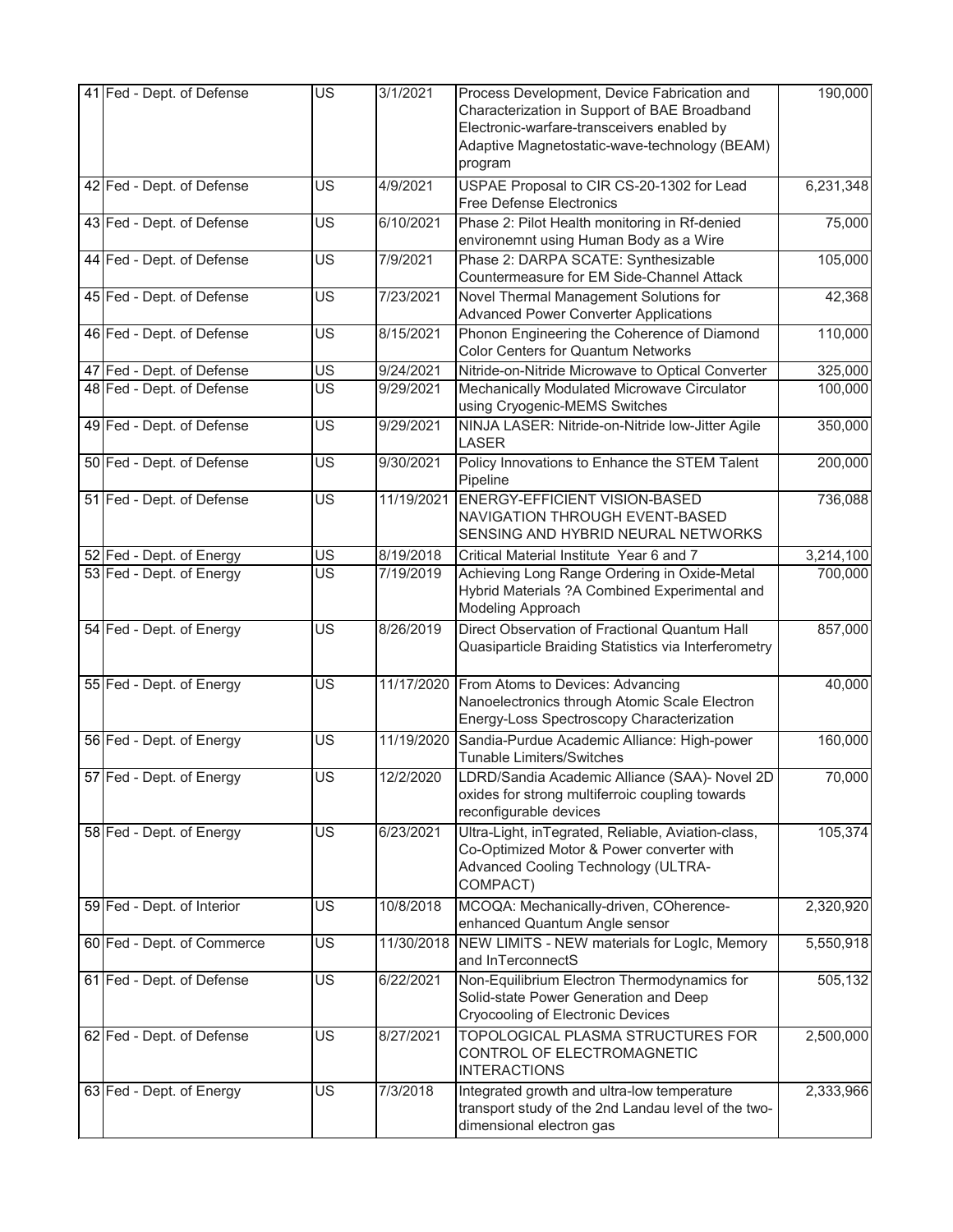| | | | | | |
|---|---|---|---|---|---|
| 41 | Fed - Dept. of Defense | US | 3/1/2021 | Process Development, Device Fabrication and Characterization in Support of BAE Broadband Electronic-warfare-transceivers enabled by Adaptive Magnetostatic-wave-technology (BEAM) program | 190,000 |
| 42 | Fed - Dept. of Defense | US | 4/9/2021 | USPAE Proposal to CIR CS-20-1302 for Lead Free Defense Electronics | 6,231,348 |
| 43 | Fed - Dept. of Defense | US | 6/10/2021 | Phase 2: Pilot Health monitoring in Rf-denied environemnt using Human Body as a Wire | 75,000 |
| 44 | Fed - Dept. of Defense | US | 7/9/2021 | Phase 2: DARPA SCATE: Synthesizable Countermeasure for EM Side-Channel Attack | 105,000 |
| 45 | Fed - Dept. of Defense | US | 7/23/2021 | Novel Thermal Management Solutions for Advanced Power Converter Applications | 42,368 |
| 46 | Fed - Dept. of Defense | US | 8/15/2021 | Phonon Engineering the Coherence of Diamond Color Centers for Quantum Networks | 110,000 |
| 47 | Fed - Dept. of Defense | US | 9/24/2021 | Nitride-on-Nitride Microwave to Optical Converter | 325,000 |
| 48 | Fed - Dept. of Defense | US | 9/29/2021 | Mechanically Modulated Microwave Circulator using Cryogenic-MEMS Switches | 100,000 |
| 49 | Fed - Dept. of Defense | US | 9/29/2021 | NINJA LASER: Nitride-on-Nitride low-Jitter Agile LASER | 350,000 |
| 50 | Fed - Dept. of Defense | US | 9/30/2021 | Policy Innovations to Enhance the STEM Talent Pipeline | 200,000 |
| 51 | Fed - Dept. of Defense | US | 11/19/2021 | ENERGY-EFFICIENT VISION-BASED NAVIGATION THROUGH EVENT-BASED SENSING AND HYBRID NEURAL NETWORKS | 736,088 |
| 52 | Fed - Dept. of Energy | US | 8/19/2018 | Critical Material Institute Year 6 and 7 | 3,214,100 |
| 53 | Fed - Dept. of Energy | US | 7/19/2019 | Achieving Long Range Ordering in Oxide-Metal Hybrid Materials ?A Combined Experimental and Modeling Approach | 700,000 |
| 54 | Fed - Dept. of Energy | US | 8/26/2019 | Direct Observation of Fractional Quantum Hall Quasiparticle Braiding Statistics via Interferometry | 857,000 |
| 55 | Fed - Dept. of Energy | US | 11/17/2020 | From Atoms to Devices: Advancing Nanoelectronics through Atomic Scale Electron Energy-Loss Spectroscopy Characterization | 40,000 |
| 56 | Fed - Dept. of Energy | US | 11/19/2020 | Sandia-Purdue Academic Alliance: High-power Tunable Limiters/Switches | 160,000 |
| 57 | Fed - Dept. of Energy | US | 12/2/2020 | LDRD/Sandia Academic Alliance (SAA)- Novel 2D oxides for strong multiferroic coupling towards reconfigurable devices | 70,000 |
| 58 | Fed - Dept. of Energy | US | 6/23/2021 | Ultra-Light, inTegrated, Reliable, Aviation-class, Co-Optimized Motor & Power converter with Advanced Cooling Technology (ULTRA-COMPACT) | 105,374 |
| 59 | Fed - Dept. of Interior | US | 10/8/2018 | MCOQA: Mechanically-driven, COherence-enhanced Quantum Angle sensor | 2,320,920 |
| 60 | Fed - Dept. of Commerce | US | 11/30/2018 | NEW LIMITS - NEW materials for LogIc, Memory and InTerconnectS | 5,550,918 |
| 61 | Fed - Dept. of Defense | US | 6/22/2021 | Non-Equilibrium Electron Thermodynamics for Solid-state Power Generation and Deep Cryocooling of Electronic Devices | 505,132 |
| 62 | Fed - Dept. of Defense | US | 8/27/2021 | TOPOLOGICAL PLASMA STRUCTURES FOR CONTROL OF ELECTROMAGNETIC INTERACTIONS | 2,500,000 |
| 63 | Fed - Dept. of Energy | US | 7/3/2018 | Integrated growth and ultra-low temperature transport study of the 2nd Landau level of the two-dimensional electron gas | 2,333,966 |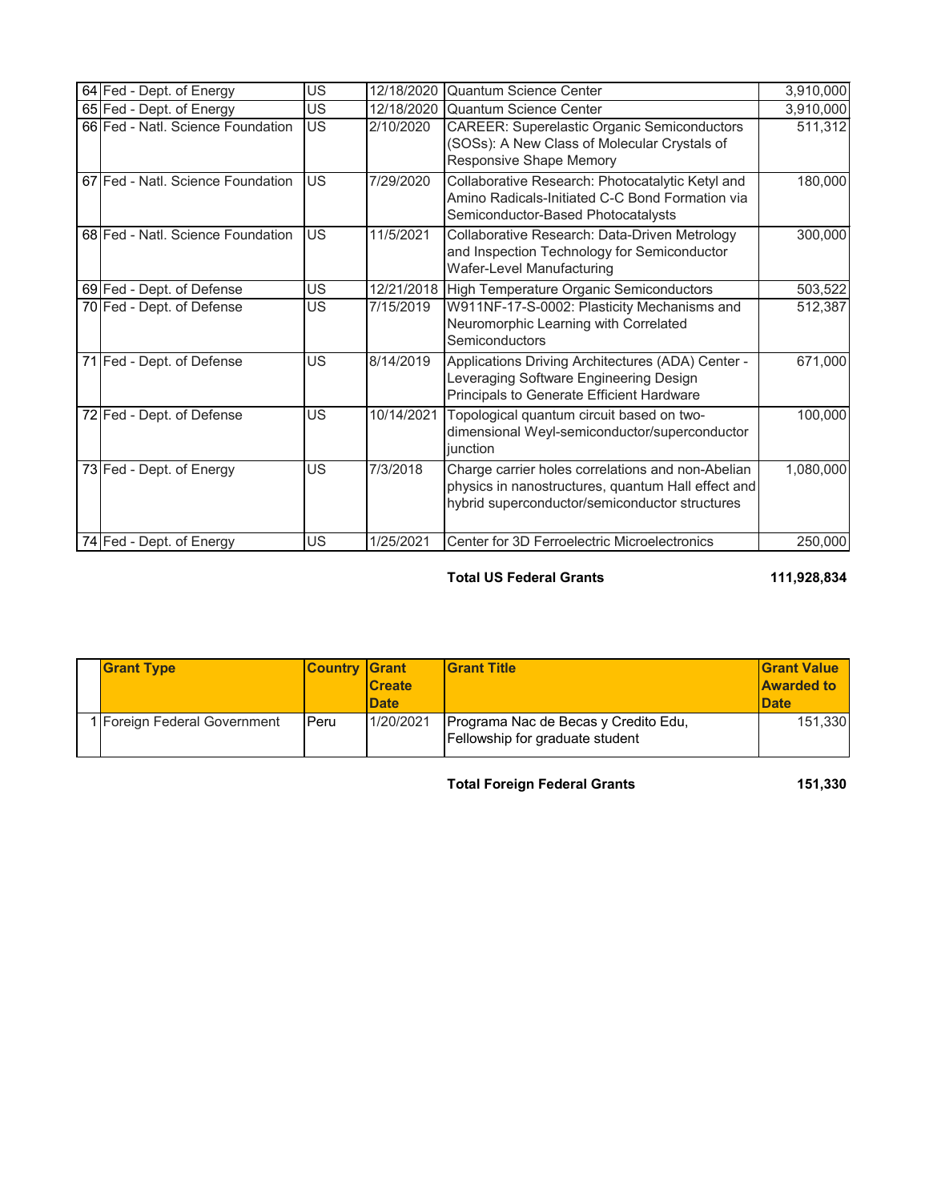| | | | | | |
|---|---|---|---|---|---|
| 64 | Fed - Dept. of Energy | US | 12/18/2020 | Quantum Science Center | 3,910,000 |
| 65 | Fed - Dept. of Energy | US | 12/18/2020 | Quantum Science Center | 3,910,000 |
| 66 | Fed - Natl. Science Foundation | US | 2/10/2020 | CAREER: Superelastic Organic Semiconductors (SOSs): A New Class of Molecular Crystals of Responsive Shape Memory | 511,312 |
| 67 | Fed - Natl. Science Foundation | US | 7/29/2020 | Collaborative Research: Photocatalytic Ketyl and Amino Radicals-Initiated C-C Bond Formation via Semiconductor-Based Photocatalysts | 180,000 |
| 68 | Fed - Natl. Science Foundation | US | 11/5/2021 | Collaborative Research: Data-Driven Metrology and Inspection Technology for Semiconductor Wafer-Level Manufacturing | 300,000 |
| 69 | Fed - Dept. of Defense | US | 12/21/2018 | High Temperature Organic Semiconductors | 503,522 |
| 70 | Fed - Dept. of Defense | US | 7/15/2019 | W911NF-17-S-0002: Plasticity Mechanisms and Neuromorphic Learning with Correlated Semiconductors | 512,387 |
| 71 | Fed - Dept. of Defense | US | 8/14/2019 | Applications Driving Architectures (ADA) Center - Leveraging Software Engineering Design Principals to Generate Efficient Hardware | 671,000 |
| 72 | Fed - Dept. of Defense | US | 10/14/2021 | Topological quantum circuit based on two-dimensional Weyl-semiconductor/superconductor junction | 100,000 |
| 73 | Fed - Dept. of Energy | US | 7/3/2018 | Charge carrier holes correlations and non-Abelian physics in nanostructures, quantum Hall effect and hybrid superconductor/semiconductor structures | 1,080,000 |
| 74 | Fed - Dept. of Energy | US | 1/25/2021 | Center for 3D Ferroelectric Microelectronics | 250,000 |

**Total US Federal Grants** **111,928,834**

| | Grant Type | Country | Grant Create Date | Grant Title | Grant Value Awarded to Date |
|---|---|---|---|---|---|
| 1 | Foreign Federal Government | Peru | 1/20/2021 | Programa Nac de Becas y Credito Edu, Fellowship for graduate student | 151,330 |

**Total Foreign Federal Grants** **151,330**